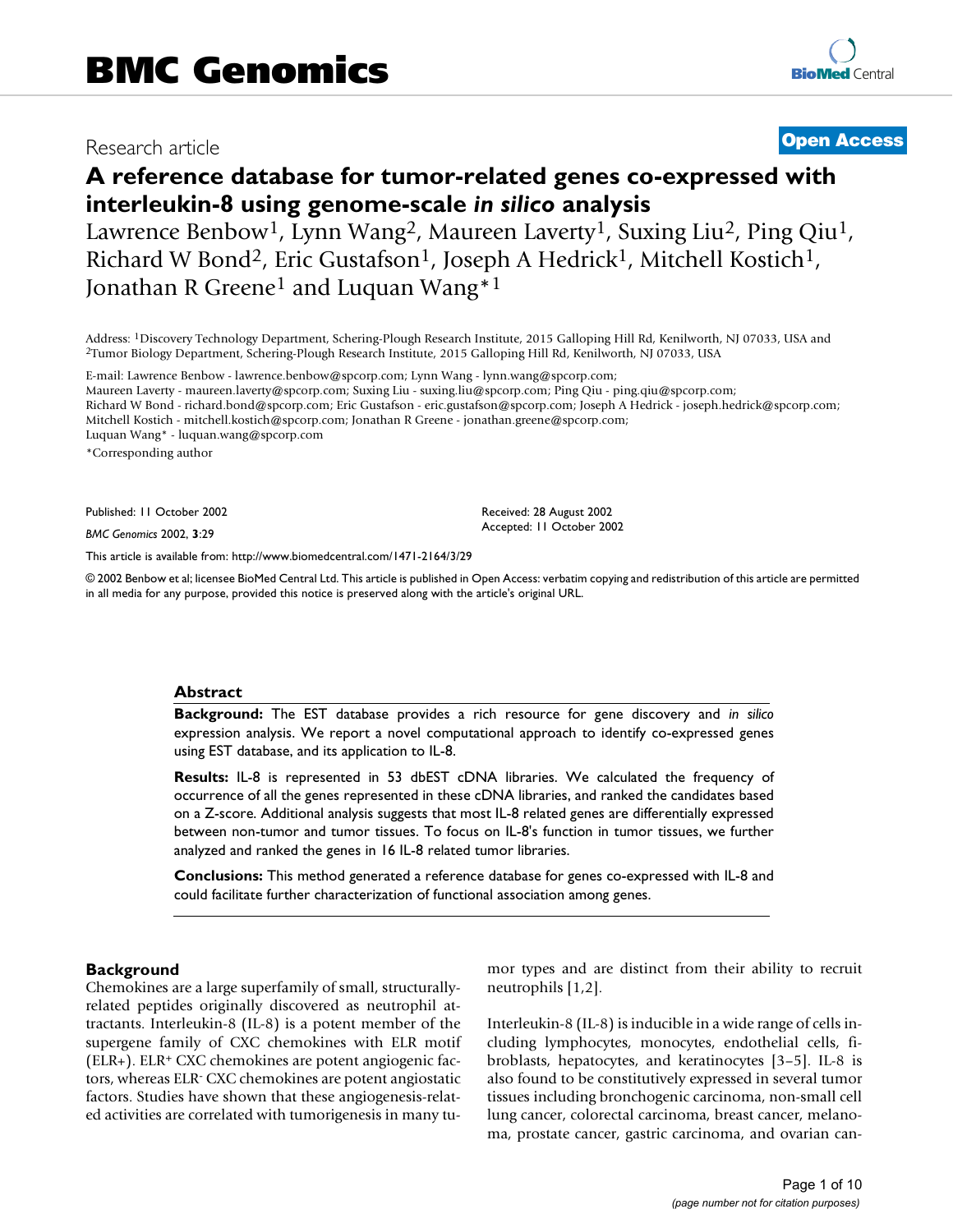# BMC Genomics

Research article **Open Access**

# A reference database for tumor-related genes co-expressed with interleukin-8 using genome-scale *in silico* analysis

Lawrence Benbow[1], Lynn Wang[2], Maureen Laverty[1], Suxing Liu[2], Ping Qiu[1], Richard W Bond[2], Eric Gustafson[1], Joseph A Hedrick[1], Mitchell Kostich[1], Jonathan R Greene[1] and Luquan Wang*[1]

Address: [1]Discovery Technology Department, Schering-Plough Research Institute, 2015 Galloping Hill Rd, Kenilworth, NJ 07033, USA and [2]Tumor Biology Department, Schering-Plough Research Institute, 2015 Galloping Hill Rd, Kenilworth, NJ 07033, USA

E-mail: Lawrence Benbow - lawrence.benbow@spcorp.com; Lynn Wang - lynn.wang@spcorp.com; Maureen Laverty - maureen.laverty@spcorp.com; Suxing Liu - suxing.liu@spcorp.com; Ping Qiu - ping.qiu@spcorp.com; Richard W Bond - richard.bond@spcorp.com; Eric Gustafson - eric.gustafson@spcorp.com; Joseph A Hedrick - joseph.hedrick@spcorp.com; Mitchell Kostich - mitchell.kostich@spcorp.com; Jonathan R Greene - jonathan.greene@spcorp.com; Luquan Wang* - luquan.wang@spcorp.com

*Corresponding author

Published: 11 October 2002

*BMC Genomics* 2002, **3**:29

Received: 28 August 2002
Accepted: 11 October 2002

This article is available from: http://www.biomedcentral.com/1471-2164/3/29

© 2002 Benbow et al; licensee BioMed Central Ltd. This article is published in Open Access: verbatim copying and redistribution of this article are permitted in all media for any purpose, provided this notice is preserved along with the article's original URL.

## Abstract

**Background:** The EST database provides a rich resource for gene discovery and *in silico* expression analysis. We report a novel computational approach to identify co-expressed genes using EST database, and its application to IL-8.

**Results:** IL-8 is represented in 53 dbEST cDNA libraries. We calculated the frequency of occurrence of all the genes represented in these cDNA libraries, and ranked the candidates based on a Z-score. Additional analysis suggests that most IL-8 related genes are differentially expressed between non-tumor and tumor tissues. To focus on IL-8's function in tumor tissues, we further analyzed and ranked the genes in 16 IL-8 related tumor libraries.

**Conclusions:** This method generated a reference database for genes co-expressed with IL-8 and could facilitate further characterization of functional association among genes.

## Background

Chemokines are a large superfamily of small, structurally-related peptides originally discovered as neutrophil attractants. Interleukin-8 (IL-8) is a potent member of the supergene family of CXC chemokines with ELR motif ($ELR^+$). $ELR^+$ CXC chemokines are potent angiogenic factors, whereas $ELR^-$ CXC chemokines are potent angiostatic factors. Studies have shown that these angiogenesis-related activities are correlated with tumorigenesis in many tumor types and are distinct from their ability to recruit neutrophils [1,2].

Interleukin-8 (IL-8) is inducible in a wide range of cells including lymphocytes, monocytes, endothelial cells, fibroblasts, hepatocytes, and keratinocytes [3–5]. IL-8 is also found to be constitutively expressed in several tumor tissues including bronchogenic carcinoma, non-small cell lung cancer, colorectal carcinoma, breast cancer, melanoma, prostate cancer, gastric carcinoma, and ovarian can-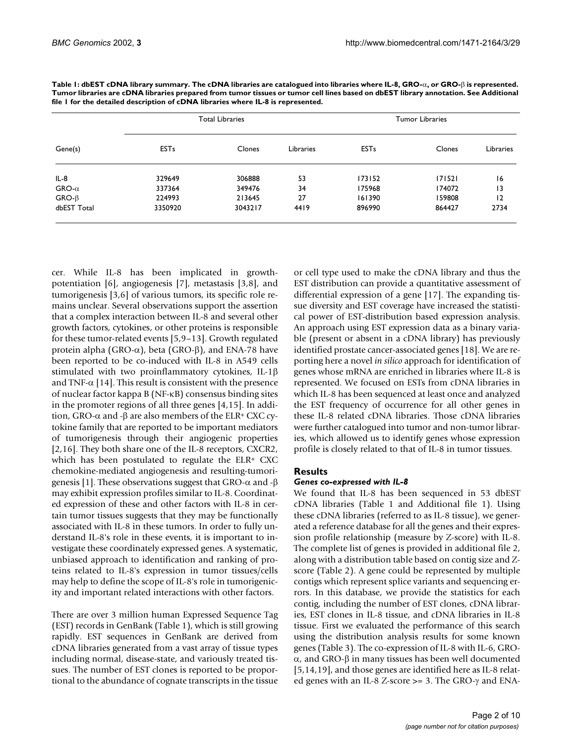**Table 1: dbEST cDNA library summary. The cDNA libraries are catalogued into libraries where IL-8, GRO-α, or GRO-β is represented. Tumor libraries are cDNA libraries prepared from tumor tissues or tumor cell lines based on dbEST library annotation. See Additional file 1 for the detailed description of cDNA libraries where IL-8 is represented.**

| Gene(s) | Total Libraries | | | Tumor Libraries | | |
|---|---|---|---|---|---|---|
| | ESTs | Clones | Libraries | ESTs | Clones | Libraries |
| IL-8 | 329649 | 306888 | 53 | 173152 | 171521 | 16 |
| GRO-α | 337364 | 349476 | 34 | 175968 | 174072 | 13 |
| GRO-β | 224993 | 213645 | 27 | 161390 | 159808 | 12 |
| dbEST Total | 3350920 | 3043217 | 4419 | 896990 | 864427 | 2734 |

cer. While IL-8 has been implicated in growth-potentiation [6], angiogenesis [7], metastasis [3,8], and tumorigenesis [3,6] of various tumors, its specific role remains unclear. Several observations support the assertion that a complex interaction between IL-8 and several other growth factors, cytokines, or other proteins is responsible for these tumor-related events [5,9–13]. Growth regulated protein alpha (GRO-α), beta (GRO-β), and ENA-78 have been reported to be co-induced with IL-8 in A549 cells stimulated with two proinflammatory cytokines, IL-1β and TNF-α [14]. This result is consistent with the presence of nuclear factor kappa B (NF-κB) consensus binding sites in the promoter regions of all three genes [4,15]. In addition, GRO-α and -β are also members of the ELR+ CXC cytokine family that are reported to be important mediators of tumorigenesis through their angiogenic properties [2,16]. They both share one of the IL-8 receptors, CXCR2, which has been postulated to regulate the ELR+ CXC chemokine-mediated angiogenesis and resulting-tumorigenesis [1]. These observations suggest that GRO-α and -β may exhibit expression profiles similar to IL-8. Coordinated expression of these and other factors with IL-8 in certain tumor tissues suggests that they may be functionally associated with IL-8 in these tumors. In order to fully understand IL-8's role in these events, it is important to investigate these coordinately expressed genes. A systematic, unbiased approach to identification and ranking of proteins related to IL-8's expression in tumor tissues/cells may help to define the scope of IL-8's role in tumorigenicity and important related interactions with other factors.

There are over 3 million human Expressed Sequence Tag (EST) records in GenBank (Table 1), which is still growing rapidly. EST sequences in GenBank are derived from cDNA libraries generated from a vast array of tissue types including normal, disease-state, and variously treated tissues. The number of EST clones is reported to be proportional to the abundance of cognate transcripts in the tissue or cell type used to make the cDNA library and thus the EST distribution can provide a quantitative assessment of differential expression of a gene [17]. The expanding tissue diversity and EST coverage have increased the statistical power of EST-distribution based expression analysis. An approach using EST expression data as a binary variable (present or absent in a cDNA library) has previously identified prostate cancer-associated genes [18]. We are reporting here a novel *in silico* approach for identification of genes whose mRNA are enriched in libraries where IL-8 is represented. We focused on ESTs from cDNA libraries in which IL-8 has been sequenced at least once and analyzed the EST frequency of occurrence for all other genes in these IL-8 related cDNA libraries. Those cDNA libraries were further catalogued into tumor and non-tumor libraries, which allowed us to identify genes whose expression profile is closely related to that of IL-8 in tumor tissues.

## Results

### *Genes co-expressed with IL-8*

We found that IL-8 has been sequenced in 53 dbEST cDNA libraries (Table 1 and Additional file 1). Using these cDNA libraries (referred to as IL-8 tissue), we generated a reference database for all the genes and their expression profile relationship (measure by Z-score) with IL-8. The complete list of genes is provided in additional file 2, along with a distribution table based on contig size and Z-score (Table 2). A gene could be represented by multiple contigs which represent splice variants and sequencing errors. In this database, we provide the statistics for each contig, including the number of EST clones, cDNA libraries, EST clones in IL-8 tissue, and cDNA libraries in IL-8 tissue. First we evaluated the performance of this search using the distribution analysis results for some known genes (Table 3). The co-expression of IL-8 with IL-6, GRO-α, and GRO-β in many tissues has been well documented [5,14,19], and those genes are identified here as IL-8 related genes with an IL-8 Z-score >= 3. The GRO-γ and ENA-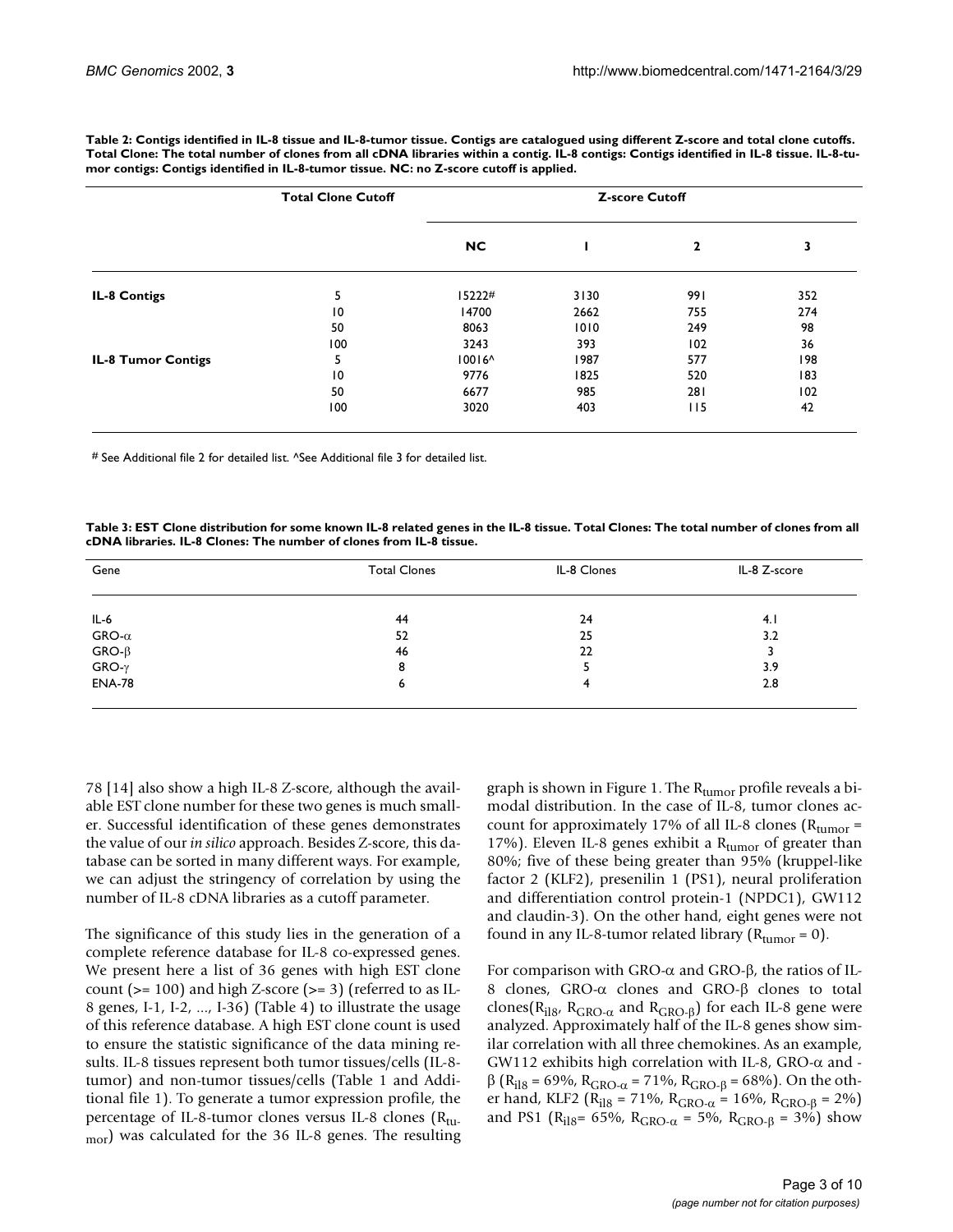**Table 2: Contigs identified in IL-8 tissue and IL-8-tumor tissue. Contigs are catalogued using different Z-score and total clone cutoffs. Total Clone: The total number of clones from all cDNA libraries within a contig. IL-8 contigs: Contigs identified in IL-8 tissue. IL-8-tumor contigs: Contigs identified in IL-8-tumor tissue. NC: no Z-score cutoff is applied.**

| | Total Clone Cutoff | Z-score Cutoff | | | |
|---|---|---|---|---|---|
| | | NC | 1 | 2 | 3 |
| **IL-8 Contigs** | 5 | 15222# | 3130 | 991 | 352 |
| | 10 | 14700 | 2662 | 755 | 274 |
| | 50 | 8063 | 1010 | 249 | 98 |
| | 100 | 3243 | 393 | 102 | 36 |
| **IL-8 Tumor Contigs** | 5 | 10016^ | 1987 | 577 | 198 |
| | 10 | 9776 | 1825 | 520 | 183 |
| | 50 | 6677 | 985 | 281 | 102 |
| | 100 | 3020 | 403 | 115 | 42 |

# See Additional file 2 for detailed list. ^See Additional file 3 for detailed list.

**Table 3: EST Clone distribution for some known IL-8 related genes in the IL-8 tissue. Total Clones: The total number of clones from all cDNA libraries. IL-8 Clones: The number of clones from IL-8 tissue.**

| Gene | Total Clones | IL-8 Clones | IL-8 Z-score |
|---|---|---|---|
| IL-6 | 44 | 24 | 4.1 |
| GRO-α | 52 | 25 | 3.2 |
| GRO-β | 46 | 22 | 3 |
| GRO-γ | 8 | 5 | 3.9 |
| ENA-78 | 6 | 4 | 2.8 |

78 [14] also show a high IL-8 Z-score, although the available EST clone number for these two genes is much smaller. Successful identification of these genes demonstrates the value of our *in silico* approach. Besides Z-score, this database can be sorted in many different ways. For example, we can adjust the stringency of correlation by using the number of IL-8 cDNA libraries as a cutoff parameter.

The significance of this study lies in the generation of a complete reference database for IL-8 co-expressed genes. We present here a list of 36 genes with high EST clone count (>= 100) and high Z-score (>= 3) (referred to as IL-8 genes, I-1, I-2, ..., I-36) (Table 4) to illustrate the usage of this reference database. A high EST clone count is used to ensure the statistic significance of the data mining results. IL-8 tissues represent both tumor tissues/cells (IL-8-tumor) and non-tumor tissues/cells (Table 1 and Additional file 1). To generate a tumor expression profile, the percentage of IL-8-tumor clones versus IL-8 clones ($R_{tumor}$) was calculated for the 36 IL-8 genes. The resulting graph is shown in Figure 1. The $R_{tumor}$ profile reveals a bimodal distribution. In the case of IL-8, tumor clones account for approximately 17% of all IL-8 clones ($R_{tumor}$ = 17%). Eleven IL-8 genes exhibit a $R_{tumor}$ of greater than 80%; five of these being greater than 95% (kruppel-like factor 2 (KLF2), presenilin 1 (PS1), neural proliferation and differentiation control protein-1 (NPDC1), GW112 and claudin-3). On the other hand, eight genes were not found in any IL-8-tumor related library ($R_{tumor}$ = 0).

For comparison with GRO-α and GRO-β, the ratios of IL-8 clones, GRO-α clones and GRO-β clones to total clones($R_{il8}$, $R_{GRO\text{-}\alpha}$ and $R_{GRO\text{-}\beta}$) for each IL-8 gene were analyzed. Approximately half of the IL-8 genes show similar correlation with all three chemokines. As an example, GW112 exhibits high correlation with IL-8, GRO-α and -β ($R_{il8}$ = 69%, $R_{GRO\text{-}\alpha}$ = 71%, $R_{GRO\text{-}\beta}$ = 68%). On the other hand, KLF2 ($R_{il8}$ = 71%, $R_{GRO\text{-}\alpha}$ = 16%, $R_{GRO\text{-}\beta}$ = 2%) and PS1 ($R_{il8}$= 65%, $R_{GRO\text{-}\alpha}$ = 5%, $R_{GRO\text{-}\beta}$ = 3%) show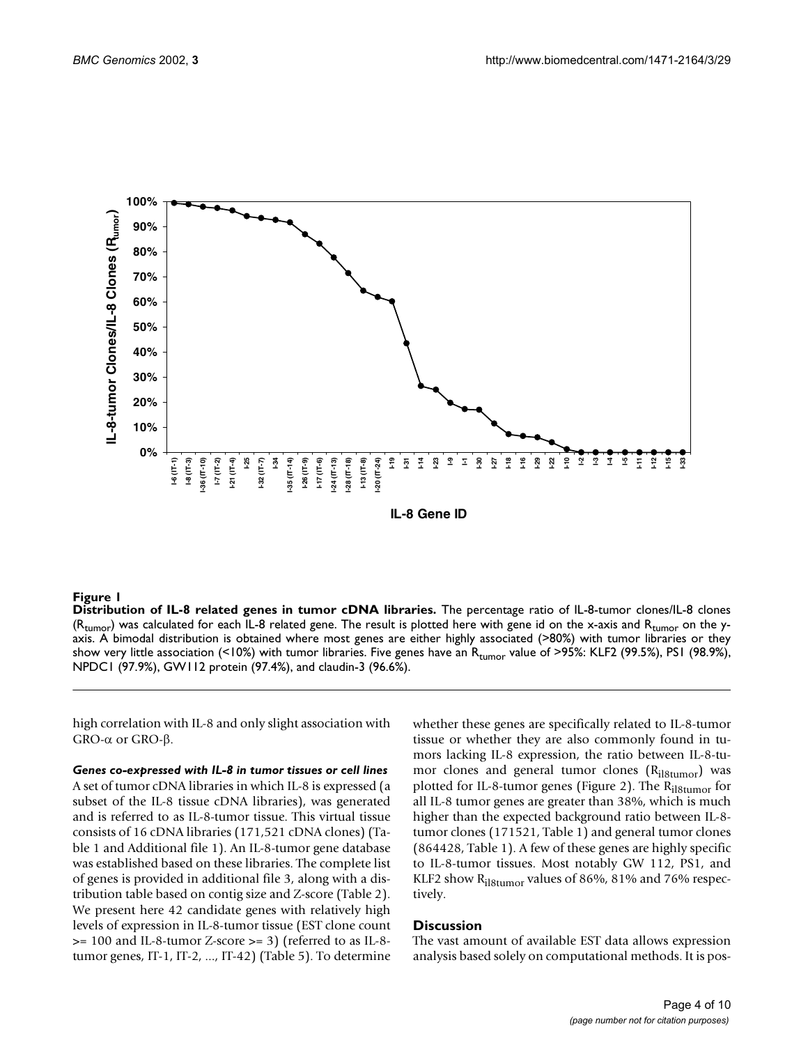**Figure 1**

**Distribution of IL-8 related genes in tumor cDNA libraries.** The percentage ratio of IL-8-tumor clones/IL-8 clones ($R_{tumor}$) was calculated for each IL-8 related gene. The result is plotted here with gene id on the x-axis and $R_{tumor}$ on the y-axis. A bimodal distribution is obtained where most genes are either highly associated (>80%) with tumor libraries or they show very little association (<10%) with tumor libraries. Five genes have an $R_{tumor}$ value of >95%: KLF2 (99.5%), PS1 (98.9%), NPDC1 (97.9%), GW112 protein (97.4%), and claudin-3 (96.6%).

high correlation with IL-8 and only slight association with GRO-α or GRO-β.

### *Genes co-expressed with IL-8 in tumor tissues or cell lines*

A set of tumor cDNA libraries in which IL-8 is expressed (a subset of the IL-8 tissue cDNA libraries), was generated and is referred to as IL-8-tumor tissue. This virtual tissue consists of 16 cDNA libraries (171,521 cDNA clones) (Table 1 and Additional file 1). An IL-8-tumor gene database was established based on these libraries. The complete list of genes is provided in additional file 3, along with a distribution table based on contig size and Z-score (Table 2). We present here 42 candidate genes with relatively high levels of expression in IL-8-tumor tissue (EST clone count >= 100 and IL-8-tumor Z-score >= 3) (referred to as IL-8-tumor genes, IT-1, IT-2, ..., IT-42) (Table 5). To determine whether these genes are specifically related to IL-8-tumor tissue or whether they are also commonly found in tumors lacking IL-8 expression, the ratio between IL-8-tumor clones and general tumor clones ($R_{il8tumor}$) was plotted for IL-8-tumor genes (Figure 2). The $R_{il8tumor}$ for all IL-8 tumor genes are greater than 38%, which is much higher than the expected background ratio between IL-8-tumor clones (171521, Table 1) and general tumor clones (864428, Table 1). A few of these genes are highly specific to IL-8-tumor tissues. Most notably GW 112, PS1, and KLF2 show $R_{il8tumor}$ values of 86%, 81% and 76% respectively.

## Discussion

The vast amount of available EST data allows expression analysis based solely on computational methods. It is pos-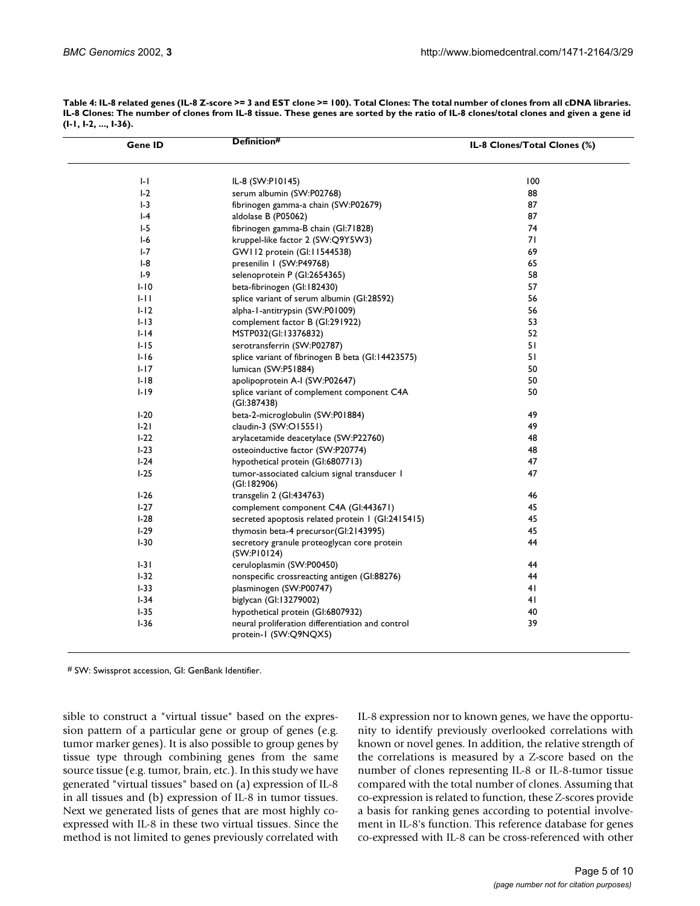**Table 4: IL-8 related genes (IL-8 Z-score >= 3 and EST clone >= 100). Total Clones: The total number of clones from all cDNA libraries. IL-8 Clones: The number of clones from IL-8 tissue. These genes are sorted by the ratio of IL-8 clones/total clones and given a gene id (I-1, I-2, ..., I-36).**

| Gene ID | Definition# | IL-8 Clones/Total Clones (%) |
|---|---|---|
| I-1 | IL-8 (SW:P10145) | 100 |
| I-2 | serum albumin (SW:P02768) | 88 |
| I-3 | fibrinogen gamma-a chain (SW:P02679) | 87 |
| I-4 | aldolase B (P05062) | 87 |
| I-5 | fibrinogen gamma-B chain (GI:71828) | 74 |
| I-6 | kruppel-like factor 2 (SW:Q9Y5W3) | 71 |
| I-7 | GW112 protein (GI:11544538) | 69 |
| I-8 | presenilin 1 (SW:P49768) | 65 |
| I-9 | selenoprotein P (GI:2654365) | 58 |
| I-10 | beta-fibrinogen (GI:182430) | 57 |
| I-11 | splice variant of serum albumin (GI:28592) | 56 |
| I-12 | alpha-1-antitrypsin (SW:P01009) | 56 |
| I-13 | complement factor B (GI:291922) | 53 |
| I-14 | MSTP032(GI:13376832) | 52 |
| I-15 | serotransferrin (SW:P02787) | 51 |
| I-16 | splice variant of fibrinogen B beta (GI:14423575) | 51 |
| I-17 | lumican (SW:P51884) | 50 |
| I-18 | apolipoprotein A-I (SW:P02647) | 50 |
| I-19 | splice variant of complement component C4A (GI:387438) | 50 |
| I-20 | beta-2-microglobulin (SW:P01884) | 49 |
| I-21 | claudin-3 (SW:O15551) | 49 |
| I-22 | arylacetamide deacetylace (SW:P22760) | 48 |
| I-23 | osteoinductive factor (SW:P20774) | 48 |
| I-24 | hypothetical protein (GI:6807713) | 47 |
| I-25 | tumor-associated calcium signal transducer 1 (GI:182906) | 47 |
| I-26 | transgelin 2 (GI:434763) | 46 |
| I-27 | complement component C4A (GI:443671) | 45 |
| I-28 | secreted apoptosis related protein 1 (GI:2415415) | 45 |
| I-29 | thymosin beta-4 precursor(GI:2143995) | 45 |
| I-30 | secretory granule proteoglycan core protein (SW:P10124) | 44 |
| I-31 | ceruloplasmin (SW:P00450) | 44 |
| I-32 | nonspecific crossreacting antigen (GI:88276) | 44 |
| I-33 | plasminogen (SW:P00747) | 41 |
| I-34 | biglycan (GI:13279002) | 41 |
| I-35 | hypothetical protein (GI:6807932) | 40 |
| I-36 | neural proliferation differentiation and control protein-1 (SW:Q9NQX5) | 39 |

# SW: Swissprot accession, GI: GenBank Identifier.

sible to construct a "virtual tissue" based on the expression pattern of a particular gene or group of genes (e.g. tumor marker genes). It is also possible to group genes by tissue type through combining genes from the same source tissue (e.g. tumor, brain, etc.). In this study we have generated "virtual tissues" based on (a) expression of IL-8 in all tissues and (b) expression of IL-8 in tumor tissues. Next we generated lists of genes that are most highly co-expressed with IL-8 in these two virtual tissues. Since the method is not limited to genes previously correlated with IL-8 expression nor to known genes, we have the opportunity to identify previously overlooked correlations with known or novel genes. In addition, the relative strength of the correlations is measured by a Z-score based on the number of clones representing IL-8 or IL-8-tumor tissue compared with the total number of clones. Assuming that co-expression is related to function, these Z-scores provide a basis for ranking genes according to potential involvement in IL-8's function. This reference database for genes co-expressed with IL-8 can be cross-referenced with other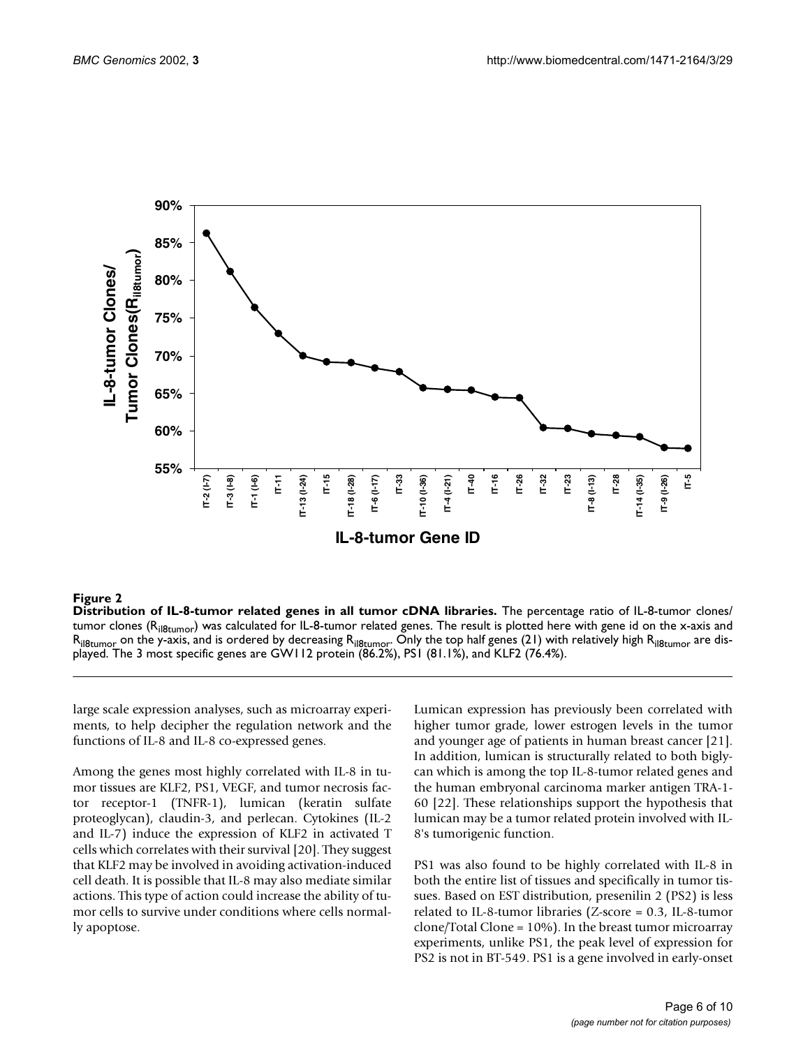**Figure 2**

**Distribution of IL-8-tumor related genes in all tumor cDNA libraries.** The percentage ratio of IL-8-tumor clones/ tumor clones ($R_{il8tumor}$) was calculated for IL-8-tumor related genes. The result is plotted here with gene id on the x-axis and $R_{il8tumor}$ on the y-axis, and is ordered by decreasing $R_{il8tumor}$. Only the top half genes (21) with relatively high $R_{il8tumor}$ are displayed. The 3 most specific genes are GW112 protein (86.2%), PS1 (81.1%), and KLF2 (76.4%).

large scale expression analyses, such as microarray experiments, to help decipher the regulation network and the functions of IL-8 and IL-8 co-expressed genes.

Among the genes most highly correlated with IL-8 in tumor tissues are KLF2, PS1, VEGF, and tumor necrosis factor receptor-1 (TNFR-1), lumican (keratin sulfate proteoglycan), claudin-3, and perlecan. Cytokines (IL-2 and IL-7) induce the expression of KLF2 in activated T cells which correlates with their survival [20]. They suggest that KLF2 may be involved in avoiding activation-induced cell death. It is possible that IL-8 may also mediate similar actions. This type of action could increase the ability of tumor cells to survive under conditions where cells normally apoptose.

Lumican expression has previously been correlated with higher tumor grade, lower estrogen levels in the tumor and younger age of patients in human breast cancer [21]. In addition, lumican is structurally related to both biglycan which is among the top IL-8-tumor related genes and the human embryonal carcinoma marker antigen TRA-1-60 [22]. These relationships support the hypothesis that lumican may be a tumor related protein involved with IL-8's tumorigenic function.

PS1 was also found to be highly correlated with IL-8 in both the entire list of tissues and specifically in tumor tissues. Based on EST distribution, presenilin 2 (PS2) is less related to IL-8-tumor libraries (Z-score = 0.3, IL-8-tumor clone/Total Clone = 10%). In the breast tumor microarray experiments, unlike PS1, the peak level of expression for PS2 is not in BT-549. PS1 is a gene involved in early-onset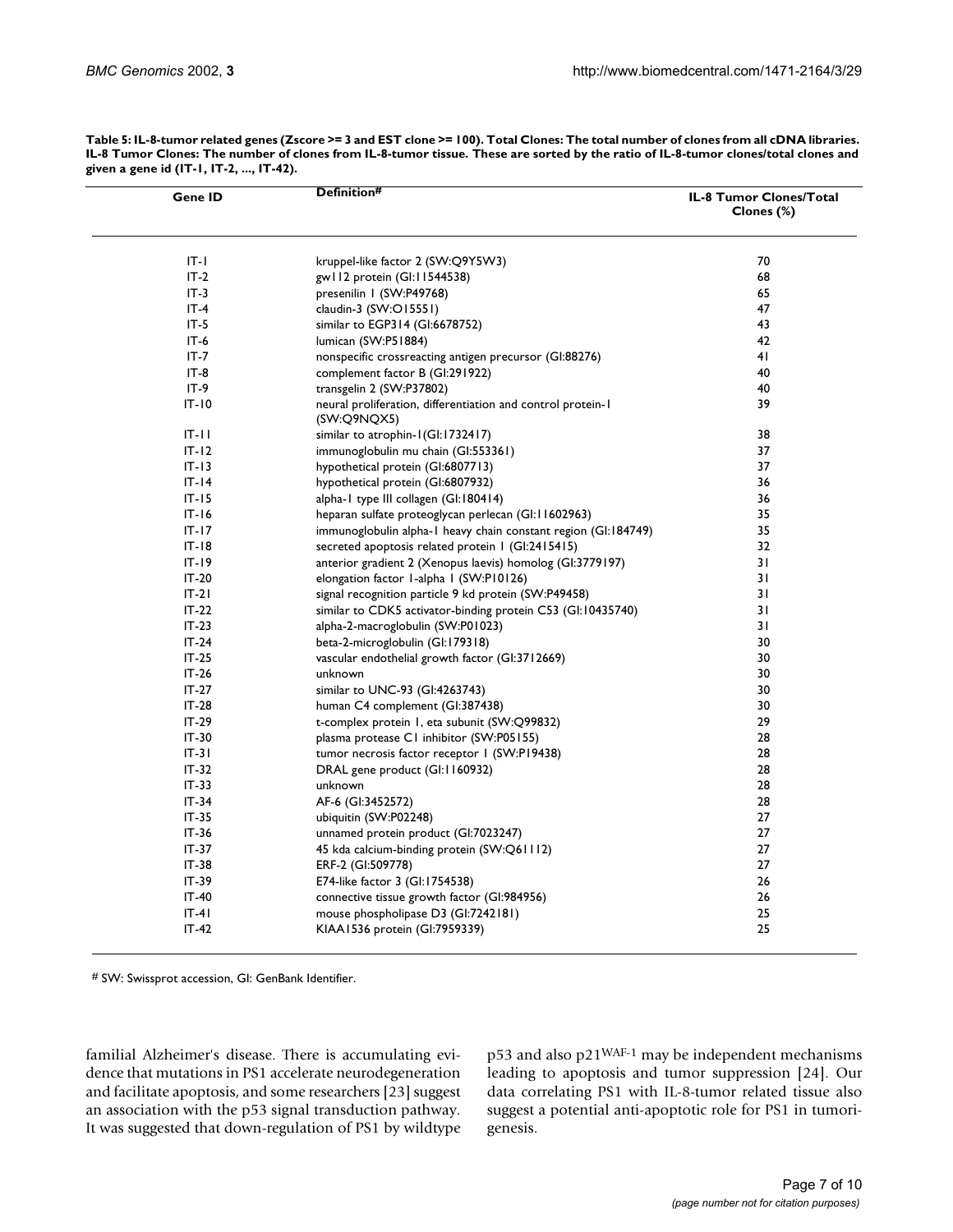**Table 5: IL-8-tumor related genes (Zscore >= 3 and EST clone >= 100). Total Clones: The total number of clones from all cDNA libraries. IL-8 Tumor Clones: The number of clones from IL-8-tumor tissue. These are sorted by the ratio of IL-8-tumor clones/total clones and given a gene id (IT-1, IT-2, ..., IT-42).**

| Gene ID | Definition# | IL-8 Tumor Clones/Total Clones (%) |
| --- | --- | --- |
| IT-1 | kruppel-like factor 2 (SW:Q9Y5W3) | 70 |
| IT-2 | gw112 protein (GI:11544538) | 68 |
| IT-3 | presenilin 1 (SW:P49768) | 65 |
| IT-4 | claudin-3 (SW:O15551) | 47 |
| IT-5 | similar to EGP314 (GI:6678752) | 43 |
| IT-6 | lumican (SW:P51884) | 42 |
| IT-7 | nonspecific crossreacting antigen precursor (GI:88276) | 41 |
| IT-8 | complement factor B (GI:291922) | 40 |
| IT-9 | transgelin 2 (SW:P37802) | 40 |
| IT-10 | neural proliferation, differentiation and control protein-1 (SW:Q9NQX5) | 39 |
| IT-11 | similar to atrophin-1(GI:1732417) | 38 |
| IT-12 | immunoglobulin mu chain (GI:553361) | 37 |
| IT-13 | hypothetical protein (GI:6807713) | 37 |
| IT-14 | hypothetical protein (GI:6807932) | 36 |
| IT-15 | alpha-1 type III collagen (GI:180414) | 36 |
| IT-16 | heparan sulfate proteoglycan perlecan (GI:11602963) | 35 |
| IT-17 | immunoglobulin alpha-1 heavy chain constant region (GI:184749) | 35 |
| IT-18 | secreted apoptosis related protein 1 (GI:2415415) | 32 |
| IT-19 | anterior gradient 2 (Xenopus laevis) homolog (GI:3779197) | 31 |
| IT-20 | elongation factor 1-alpha 1 (SW:P10126) | 31 |
| IT-21 | signal recognition particle 9 kd protein (SW:P49458) | 31 |
| IT-22 | similar to CDK5 activator-binding protein C53 (GI:10435740) | 31 |
| IT-23 | alpha-2-macroglobulin (SW:P01023) | 31 |
| IT-24 | beta-2-microglobulin (GI:179318) | 30 |
| IT-25 | vascular endothelial growth factor (GI:3712669) | 30 |
| IT-26 | unknown | 30 |
| IT-27 | similar to UNC-93 (GI:4263743) | 30 |
| IT-28 | human C4 complement (GI:387438) | 30 |
| IT-29 | t-complex protein 1, eta subunit (SW:Q99832) | 29 |
| IT-30 | plasma protease C1 inhibitor (SW:P05155) | 28 |
| IT-31 | tumor necrosis factor receptor 1 (SW:P19438) | 28 |
| IT-32 | DRAL gene product (GI:1160932) | 28 |
| IT-33 | unknown | 28 |
| IT-34 | AF-6 (GI:3452572) | 28 |
| IT-35 | ubiquitin (SW:P02248) | 27 |
| IT-36 | unnamed protein product (GI:7023247) | 27 |
| IT-37 | 45 kda calcium-binding protein (SW:Q61112) | 27 |
| IT-38 | ERF-2 (GI:509778) | 27 |
| IT-39 | E74-like factor 3 (GI:1754538) | 26 |
| IT-40 | connective tissue growth factor (GI:984956) | 26 |
| IT-41 | mouse phospholipase D3 (GI:7242181) | 25 |
| IT-42 | KIAA1536 protein (GI:7959339) | 25 |

# SW: Swissprot accession, GI: GenBank Identifier.

familial Alzheimer's disease. There is accumulating evidence that mutations in PS1 accelerate neurodegeneration and facilitate apoptosis, and some researchers [23] suggest an association with the p53 signal transduction pathway. It was suggested that down-regulation of PS1 by wildtype p53 and also p21[WAF-1] may be independent mechanisms leading to apoptosis and tumor suppression [24]. Our data correlating PS1 with IL-8-tumor related tissue also suggest a potential anti-apoptotic role for PS1 in tumorigenesis.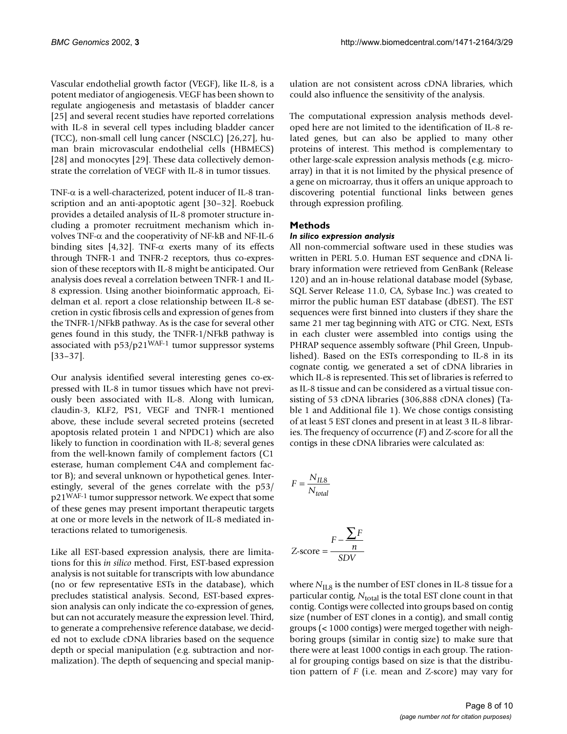Vascular endothelial growth factor (VEGF), like IL-8, is a potent mediator of angiogenesis. VEGF has been shown to regulate angiogenesis and metastasis of bladder cancer [25] and several recent studies have reported correlations with IL-8 in several cell types including bladder cancer (TCC), non-small cell lung cancer (NSCLC) [26,27], human brain microvascular endothelial cells (HBMECS) [28] and monocytes [29]. These data collectively demonstrate the correlation of VEGF with IL-8 in tumor tissues.

TNF-$\alpha$ is a well-characterized, potent inducer of IL-8 transcription and an anti-apoptotic agent [30–32]. Roebuck provides a detailed analysis of IL-8 promoter structure including a promoter recruitment mechanism which involves TNF-$\alpha$ and the cooperativity of NF-kB and NF-IL-6 binding sites [4,32]. TNF-$\alpha$ exerts many of its effects through TNFR-1 and TNFR-2 receptors, thus co-expression of these receptors with IL-8 might be anticipated. Our analysis does reveal a correlation between TNFR-1 and IL-8 expression. Using another bioinformatic approach, Eidelman et al. report a close relationship between IL-8 secretion in cystic fibrosis cells and expression of genes from the TNFR-1/NFkB pathway. As is the case for several other genes found in this study, the TNFR-1/NFkB pathway is associated with p53/p21$^{WAF-1}$ tumor suppressor systems [33–37].

Our analysis identified several interesting genes co-expressed with IL-8 in tumor tissues which have not previously been associated with IL-8. Along with lumican, claudin-3, KLF2, PS1, VEGF and TNFR-1 mentioned above, these include several secreted proteins (secreted apoptosis related protein 1 and NPDC1) which are also likely to function in coordination with IL-8; several genes from the well-known family of complement factors (C1 esterase, human complement C4A and complement factor B); and several unknown or hypothetical genes. Interestingly, several of the genes correlate with the p53/p21$^{WAF-1}$ tumor suppressor network. We expect that some of these genes may present important therapeutic targets at one or more levels in the network of IL-8 mediated interactions related to tumorigenesis.

Like all EST-based expression analysis, there are limitations for this *in silico* method. First, EST-based expression analysis is not suitable for transcripts with low abundance (no or few representative ESTs in the database), which precludes statistical analysis. Second, EST-based expression analysis can only indicate the co-expression of genes, but can not accurately measure the expression level. Third, to generate a comprehensive reference database, we decided not to exclude cDNA libraries based on the sequence depth or special manipulation (e.g. subtraction and normalization). The depth of sequencing and special manipulation are not consistent across cDNA libraries, which could also influence the sensitivity of the analysis.

The computational expression analysis methods developed here are not limited to the identification of IL-8 related genes, but can also be applied to many other proteins of interest. This method is complementary to other large-scale expression analysis methods (e.g. microarray) in that it is not limited by the physical presence of a gene on microarray, thus it offers an unique approach to discovering potential functional links between genes through expression profiling.

## Methods

### *In silico expression analysis*

All non-commercial software used in these studies was written in PERL 5.0. Human EST sequence and cDNA library information were retrieved from GenBank (Release 120) and an in-house relational database model (Sybase, SQL Server Release 11.0, CA, Sybase Inc.) was created to mirror the public human EST database (dbEST). The EST sequences were first binned into clusters if they share the same 21 mer tag beginning with ATG or CTG. Next, ESTs in each cluster were assembled into contigs using the PHRAP sequence assembly software (Phil Green, Unpublished). Based on the ESTs corresponding to IL-8 in its cognate contig, we generated a set of cDNA libraries in which IL-8 is represented. This set of libraries is referred to as IL-8 tissue and can be considered as a virtual tissue consisting of 53 cDNA libraries (306,888 cDNA clones) (Table 1 and Additional file 1). We chose contigs consisting of at least 5 EST clones and present in at least 3 IL-8 libraries. The frequency of occurrence ($F$) and Z-score for all the contigs in these cDNA libraries were calculated as:

$$F = \frac{N_{IL8}}{N_{total}}$$

$$\text{Z-score} = \frac{F - \frac{\sum F}{n}}{SDV}$$

where $N_{\mathrm{IL8}}$ is the number of EST clones in IL-8 tissue for a particular contig, $N_{\mathrm{total}}$ is the total EST clone count in that contig. Contigs were collected into groups based on contig size (number of EST clones in a contig), and small contig groups (< 1000 contigs) were merged together with neighboring groups (similar in contig size) to make sure that there were at least 1000 contigs in each group. The rational for grouping contigs based on size is that the distribution pattern of $F$ (i.e. mean and Z-score) may vary for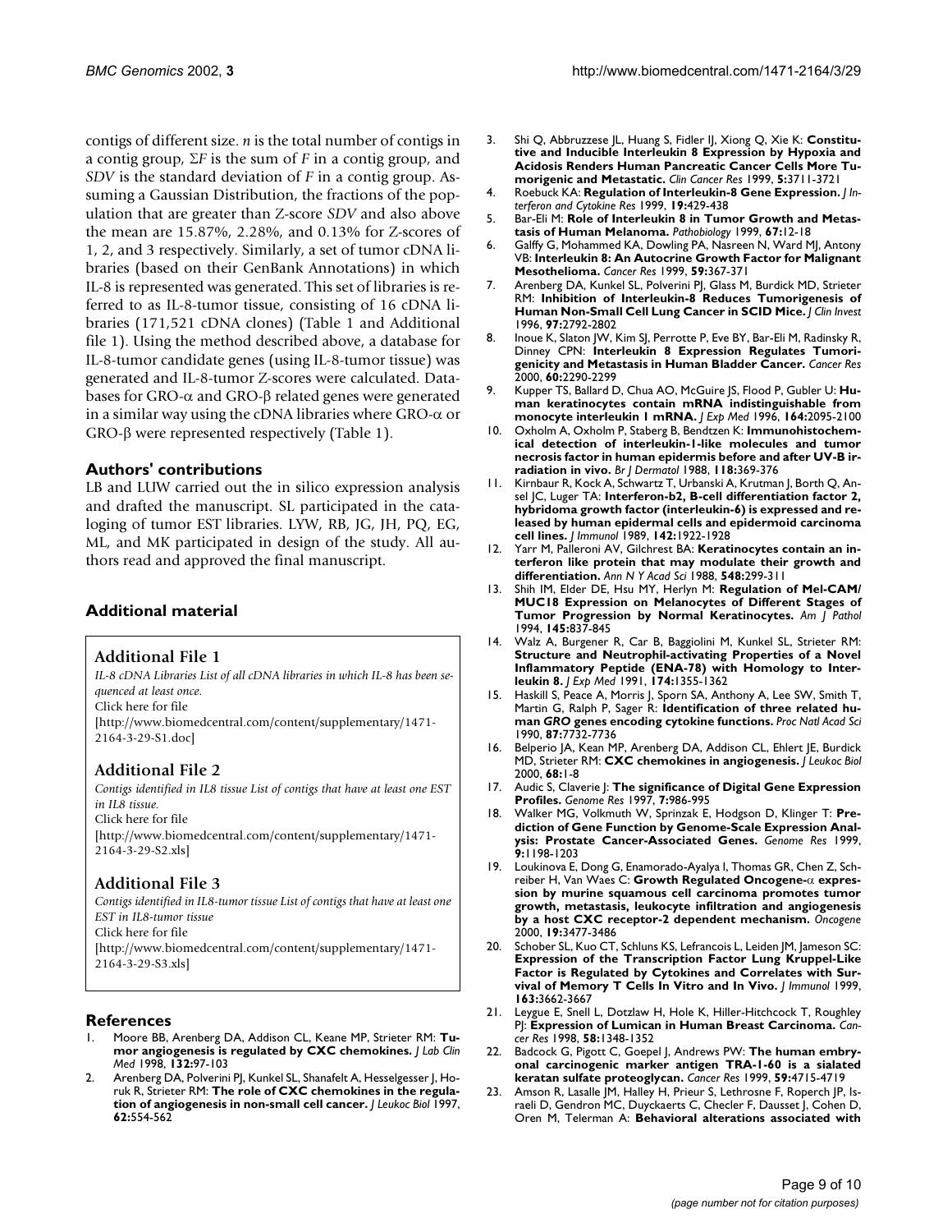contigs of different size. *n* is the total number of contigs in a contig group, $\Sigma F$ is the sum of *F* in a contig group, and *SDV* is the standard deviation of *F* in a contig group. Assuming a Gaussian Distribution, the fractions of the population that are greater than Z-score *SDV* and also above the mean are 15.87%, 2.28%, and 0.13% for Z-scores of 1, 2, and 3 respectively. Similarly, a set of tumor cDNA libraries (based on their GenBank Annotations) in which IL-8 is represented was generated. This set of libraries is referred to as IL-8-tumor tissue, consisting of 16 cDNA libraries (171,521 cDNA clones) (Table 1 and Additional file 1). Using the method described above, a database for IL-8-tumor candidate genes (using IL-8-tumor tissue) was generated and IL-8-tumor Z-scores were calculated. Databases for GRO-$\alpha$ and GRO-$\beta$ related genes were generated in a similar way using the cDNA libraries where GRO-$\alpha$ or GRO-$\beta$ were represented respectively (Table 1).

## Authors' contributions

LB and LUW carried out the in silico expression analysis and drafted the manuscript. SL participated in the cataloging of tumor EST libraries. LYW, RB, JG, JH, PQ, EG, ML, and MK participated in design of the study. All authors read and approved the final manuscript.

## Additional material

### Additional File 1

*IL-8 cDNA Libraries List of all cDNA libraries in which IL-8 has been sequenced at least once.*
Click here for file
[http://www.biomedcentral.com/content/supplementary/1471-2164-3-29-S1.doc]

### Additional File 2

*Contigs identified in IL8 tissue List of contigs that have at least one EST in IL8 tissue.*
Click here for file
[http://www.biomedcentral.com/content/supplementary/1471-2164-3-29-S2.xls]

### Additional File 3

*Contigs identified in IL8-tumor tissue List of contigs that have at least one EST in IL8-tumor tissue*
Click here for file
[http://www.biomedcentral.com/content/supplementary/1471-2164-3-29-S3.xls]

## References

1. Moore BB, Arenberg DA, Addison CL, Keane MP, Strieter RM: **Tumor angiogenesis is regulated by CXC chemokines.** *J Lab Clin Med* 1998, **132:**97-103
2. Arenberg DA, Polverini PJ, Kunkel SL, Shanafelt A, Hesselgesser J, Horuk R, Strieter RM: **The role of CXC chemokines in the regulation of angiogenesis in non-small cell cancer.** *J Leukoc Biol* 1997, **62:**554-562
3. Shi Q, Abbruzzese JL, Huang S, Fidler IJ, Xiong Q, Xie K: **Constitutive and Inducible Interleukin 8 Expression by Hypoxia and Acidosis Renders Human Pancreatic Cancer Cells More Tumorigenic and Metastatic.** *Clin Cancer Res* 1999, **5:**3711-3721
4. Roebuck KA: **Regulation of Interleukin-8 Gene Expression.** *J Interferon and Cytokine Res* 1999, **19:**429-438
5. Bar-Eli M: **Role of Interleukin 8 in Tumor Growth and Metastasis of Human Melanoma.** *Pathobiology* 1999, **67:**12-18
6. Galffy G, Mohammed KA, Dowling PA, Nasreen N, Ward MJ, Antony VB: **Interleukin 8: An Autocrine Growth Factor for Malignant Mesothelioma.** *Cancer Res* 1999, **59:**367-371
7. Arenberg DA, Kunkel SL, Polverini PJ, Glass M, Burdick MD, Strieter RM: **Inhibition of Interleukin-8 Reduces Tumorigenesis of Human Non-Small Cell Lung Cancer in SCID Mice.** *J Clin Invest* 1996, **97:**2792-2802
8. Inoue K, Slaton JW, Kim SJ, Perrotte P, Eve BY, Bar-Eli M, Radinsky R, Dinney CPN: **Interleukin 8 Expression Regulates Tumorigenicity and Metastasis in Human Bladder Cancer.** *Cancer Res* 2000, **60:**2290-2299
9. Kupper TS, Ballard D, Chua AO, McGuire JS, Flood P, Gubler U: **Human keratinocytes contain mRNA indistinguishable from monocyte interleukin 1 mRNA.** *J Exp Med* 1996, **164:**2095-2100
10. Oxholm A, Oxholm P, Staberg B, Bendtzen K: **Immunohistochemical detection of interleukin-1-like molecules and tumor necrosis factor in human epidermis before and after UV-B irradiation in vivo.** *Br J Dermatol* 1988, **118:**369-376
11. Kirnbaur R, Kock A, Schwartz T, Urbanski A, Krutman J, Borth Q, Ansel JC, Luger TA: **Interferon-b2, B-cell differentiation factor 2, hybridoma growth factor (interleukin-6) is expressed and released by human epidermal cells and epidermoid carcinoma cell lines.** *J Immunol* 1989, **142:**1922-1928
12. Yarr M, Palleroni AV, Gilchrest BA: **Keratinocytes contain an interferon like protein that may modulate their growth and differentiation.** *Ann N Y Acad Sci* 1988, **548:**299-311
13. Shih IM, Elder DE, Hsu MY, Herlyn M: **Regulation of Mel-CAM/MUC18 Expression on Melanocytes of Different Stages of Tumor Progression by Normal Keratinocytes.** *Am J Pathol* 1994, **145:**837-845
14. Walz A, Burgener R, Car B, Baggiolini M, Kunkel SL, Strieter RM: **Structure and Neutrophil-activating Properties of a Novel Inflammatory Peptide (ENA-78) with Homology to Interleukin 8.** *J Exp Med* 1991, **174:**1355-1362
15. Haskill S, Peace A, Morris J, Sporn SA, Anthony A, Lee SW, Smith T, Martin G, Ralph P, Sager R: **Identification of three related human *GRO* genes encoding cytokine functions.** *Proc Natl Acad Sci* 1990, **87:**7732-7736
16. Belperio JA, Kean MP, Arenberg DA, Addison CL, Ehlert JE, Burdick MD, Strieter RM: **CXC chemokines in angiogenesis.** *J Leukoc Biol* 2000, **68:**1-8
17. Audic S, Claverie J: **The significance of Digital Gene Expression Profiles.** *Genome Res* 1997, **7:**986-995
18. Walker MG, Volkmuth W, Sprinzak E, Hodgson D, Klinger T: **Prediction of Gene Function by Genome-Scale Expression Analysis: Prostate Cancer-Associated Genes.** *Genome Res* 1999, **9:**1198-1203
19. Loukinova E, Dong G, Enamorado-Ayalya I, Thomas GR, Chen Z, Schreiber H, Van Waes C: **Growth Regulated Oncogene-$\alpha$ expression by murine squamous cell carcinoma promotes tumor growth, metastasis, leukocyte infiltration and angiogenesis by a host CXC receptor-2 dependent mechanism.** *Oncogene* 2000, **19:**3477-3486
20. Schober SL, Kuo CT, Schluns KS, Lefrancois L, Leiden JM, Jameson SC: **Expression of the Transcription Factor Lung Kruppel-Like Factor is Regulated by Cytokines and Correlates with Survival of Memory T Cells In Vitro and In Vivo.** *J Immunol* 1999, **163:**3662-3667
21. Leygue E, Snell L, Dotzlaw H, Hole K, Hiller-Hitchcock T, Roughley PJ: **Expression of Lumican in Human Breast Carcinoma.** *Cancer Res* 1998, **58:**1348-1352
22. Badcock G, Pigott C, Goepel J, Andrews PW: **The human embryonal carcinogenic marker antigen TRA-1-60 is a sialated keratan sulfate proteoglycan.** *Cancer Res* 1999, **59:**4715-4719
23. Amson R, Lasalle JM, Halley H, Prieur S, Lethrosne F, Roperch JP, Israeli D, Gendron MC, Duyckaerts C, Checler F, Dausset J, Cohen D, Oren M, Telerman A: **Behavioral alterations associated with**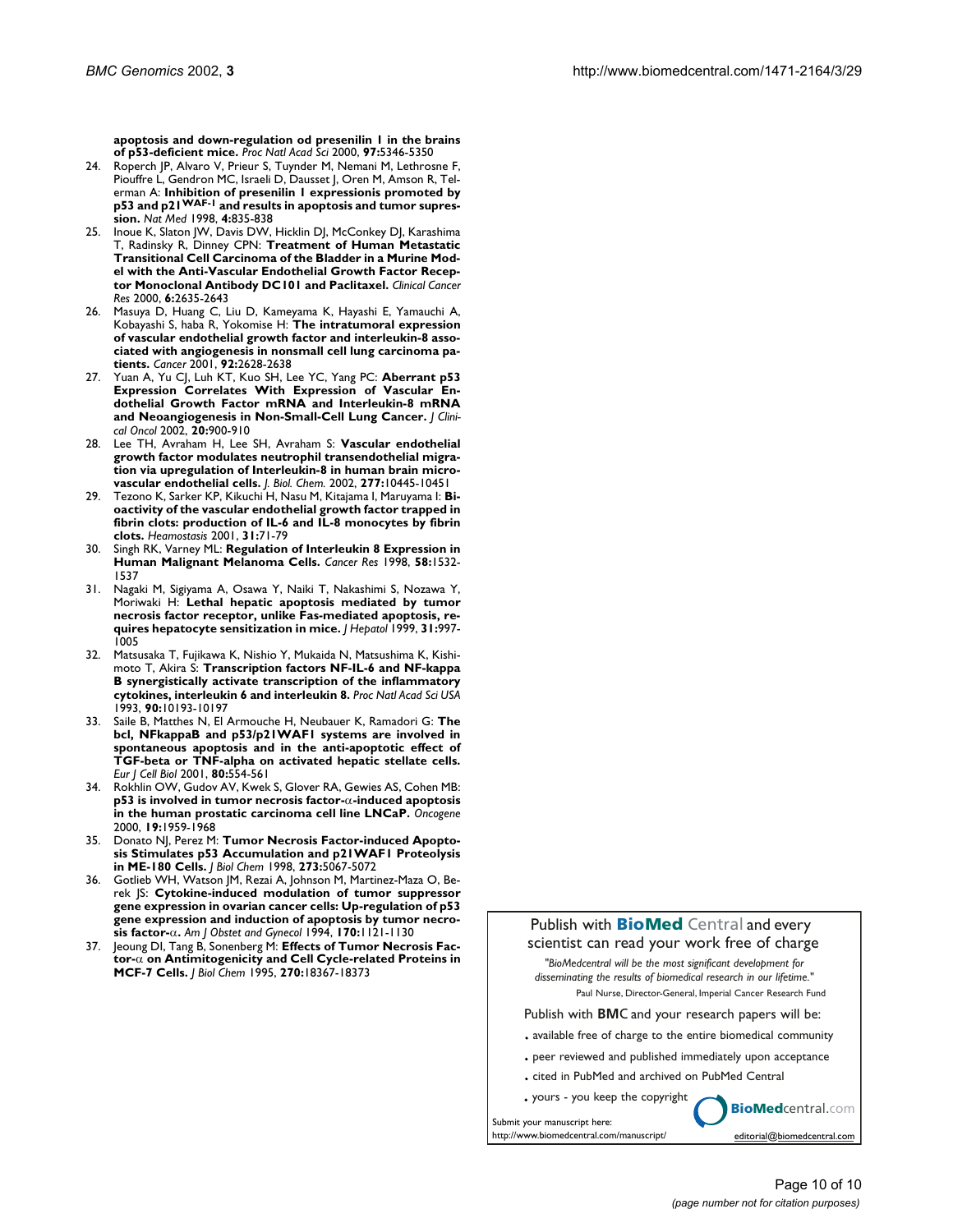**apoptosis and down-regulation od presenilin 1 in the brains of p53-deficient mice.** *Proc Natl Acad Sci* 2000, **97:**5346-5350

24. Roperch JP, Alvaro V, Prieur S, Tuynder M, Nemani M, Lethrosne F, Piouffre L, Gendron MC, Israeli D, Dausset J, Oren M, Amson R, Telerman A: **Inhibition of presenilin 1 expressionis promoted by p53 and p21$^{WAF-1}$ and results in apoptosis and tumor suppression.** *Nat Med* 1998, **4:**835-838
25. Inoue K, Slaton JW, Davis DW, Hicklin DJ, McConkey DJ, Karashima T, Radinsky R, Dinney CPN: **Treatment of Human Metastatic Transitional Cell Carcinoma of the Bladder in a Murine Model with the Anti-Vascular Endothelial Growth Factor Receptor Monoclonal Antibody DC101 and Paclitaxel.** *Clinical Cancer Res* 2000, **6:**2635-2643
26. Masuya D, Huang C, Liu D, Kameyama K, Hayashi E, Yamauchi A, Kobayashi S, haba R, Yokomise H: **The intratumoral expression of vascular endothelial growth factor and interleukin-8 associated with angiogenesis in nonsmall cell lung carcinoma patients.** *Cancer* 2001, **92:**2628-2638
27. Yuan A, Yu CJ, Luh KT, Kuo SH, Lee YC, Yang PC: **Aberrant p53 Expression Correlates With Expression of Vascular Endothelial Growth Factor mRNA and Interleukin-8 mRNA and Neoangiogenesis in Non-Small-Cell Lung Cancer.** *J Clinical Oncol* 2002, **20:**900-910
28. Lee TH, Avraham H, Lee SH, Avraham S: **Vascular endothelial growth factor modulates neutrophil transendothelial migration via upregulation of Interleukin-8 in human brain microvascular endothelial cells.** *J. Biol. Chem.* 2002, **277:**10445-10451
29. Tezono K, Sarker KP, Kikuchi H, Nasu M, Kitajama I, Maruyama I: **Bioactivity of the vascular endothelial growth factor trapped in fibrin clots: production of IL-6 and IL-8 monocytes by fibrin clots.** *Heamostasis* 2001, **31:**71-79
30. Singh RK, Varney ML: **Regulation of Interleukin 8 Expression in Human Malignant Melanoma Cells.** *Cancer Res* 1998, **58:**1532-1537
31. Nagaki M, Sigiyama A, Osawa Y, Naiki T, Nakashimi S, Nozawa Y, Moriwaki H: **Lethal hepatic apoptosis mediated by tumor necrosis factor receptor, unlike Fas-mediated apoptosis, requires hepatocyte sensitization in mice.** *J Hepatol* 1999, **31:**997-1005
32. Matsusaka T, Fujikawa K, Nishio Y, Mukaida N, Matsushima K, Kishimoto T, Akira S: **Transcription factors NF-IL-6 and NF-kappa B synergistically activate transcription of the inflammatory cytokines, interleukin 6 and interleukin 8.** *Proc Natl Acad Sci USA* 1993, **90:**10193-10197
33. Saile B, Matthes N, El Armouche H, Neubauer K, Ramadori G: **The bcl, NFkappaB and p53/p21WAF1 systems are involved in spontaneous apoptosis and in the anti-apoptotic effect of TGF-beta or TNF-alpha on activated hepatic stellate cells.** *Eur J Cell Biol* 2001, **80:**554-561
34. Rokhlin OW, Gudov AV, Kwek S, Glover RA, Gewies AS, Cohen MB: **p53 is involved in tumor necrosis factor-$\alpha$-induced apoptosis in the human prostatic carcinoma cell line LNCaP.** *Oncogene* 2000, **19:**1959-1968
35. Donato NJ, Perez M: **Tumor Necrosis Factor-induced Apoptosis Stimulates p53 Accumulation and p21WAF1 Proteolysis in ME-180 Cells.** *J Biol Chem* 1998, **273:**5067-5072
36. Gotlieb WH, Watson JM, Rezai A, Johnson M, Martinez-Maza O, Berek JS: **Cytokine-induced modulation of tumor suppressor gene expression in ovarian cancer cells: Up-regulation of p53 gene expression and induction of apoptosis by tumor necrosis factor-$\alpha$.** *Am J Obstet and Gynecol* 1994, **170:**1121-1130
37. Jeoung DI, Tang B, Sonenberg M: **Effects of Tumor Necrosis Factor-$\alpha$ on Antimitogenicity and Cell Cycle-related Proteins in MCF-7 Cells.** *J Biol Chem* 1995, **270:**18367-18373

Publish with **BioMed** Central and every scientist can read your work free of charge

*"BioMedcentral will be the most significant development for disseminating the results of biomedical research in our lifetime."*

Paul Nurse, Director-General, Imperial Cancer Research Fund

Publish with **BMC** and your research papers will be:

- available free of charge to the entire biomedical community
- peer reviewed and published immediately upon acceptance
- cited in PubMed and archived on PubMed Central
- yours - you keep the copyright

Submit your manuscript here:
http://www.biomedcentral.com/manuscript/

**BioMed**central.com

editorial@biomedcentral.com